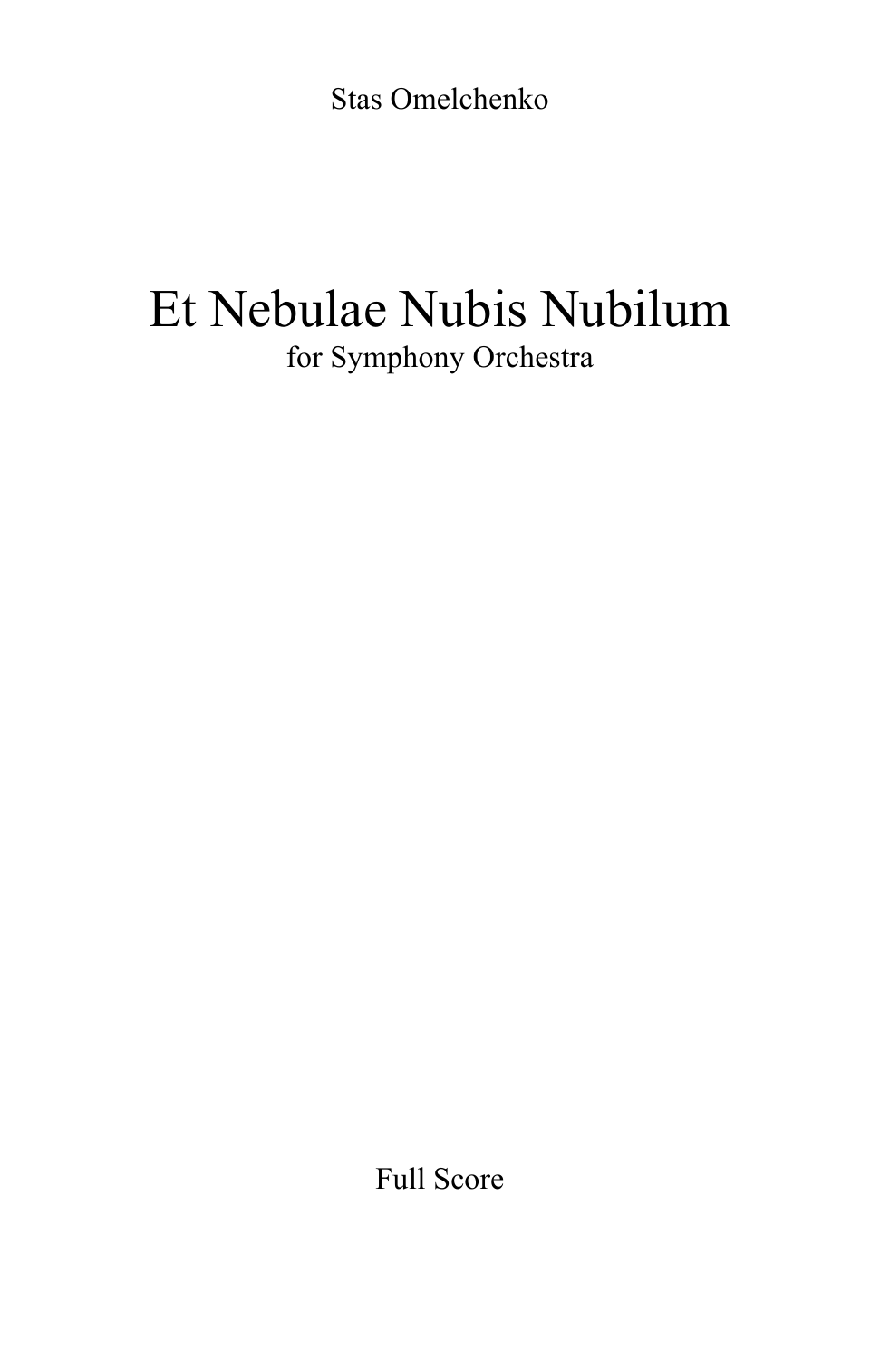Stas Omelchenko

# Et Nebulae Nubis Nubilum

for Symphony Orchestra

Full Score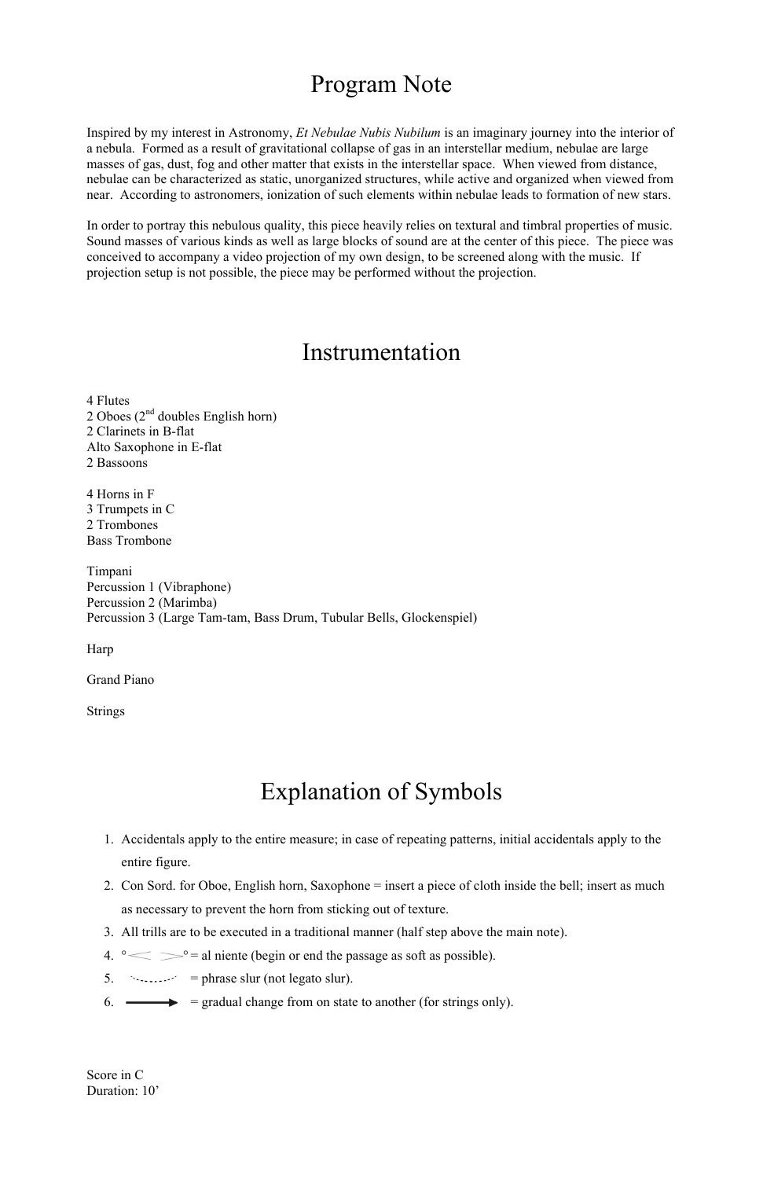# Program Note

Inspired by my interest in Astronomy, *Et Nebulae Nubis Nubilum* is an imaginary journey into the interior of a nebula. Formed as a result of gravitational collapse of gas in an interstellar medium, nebulae are large masses of gas, dust, fog and other matter that exists in the interstellar space. When viewed from distance, nebulae can be characterized as static, unorganized structures, while active and organized when viewed from near. According to astronomers, ionization of such elements within nebulae leads to formation of new stars.

In order to portray this nebulous quality, this piece heavily relies on textural and timbral properties of music. Sound masses of various kinds as well as large blocks of sound are at the center of this piece. The piece was conceived to accompany a video projection of my own design, to be screened along with the music. If projection setup is not possible, the piece may be performed without the projection.

# Instrumentation

4 Flutes
2 Oboes (2nd doubles English horn)
2 Clarinets in B-flat
Alto Saxophone in E-flat
2 Bassoons

4 Horns in F
3 Trumpets in C
2 Trombones
Bass Trombone

Timpani
Percussion 1 (Vibraphone)
Percussion 2 (Marimba)
Percussion 3 (Large Tam-tam, Bass Drum, Tubular Bells, Glockenspiel)

Harp

Grand Piano

Strings

# Explanation of Symbols

1. Accidentals apply to the entire measure; in case of repeating patterns, initial accidentals apply to the entire figure.
2. Con Sord. for Oboe, English horn, Saxophone = insert a piece of cloth inside the bell; insert as much as necessary to prevent the horn from sticking out of texture.
3. All trills are to be executed in a traditional manner (half step above the main note).
4. °< >° = al niente (begin or end the passage as soft as possible).
5. (dotted slur) = phrase slur (not legato slur).
6. (arrow) = gradual change from on state to another (for strings only).

Score in C
Duration: 10'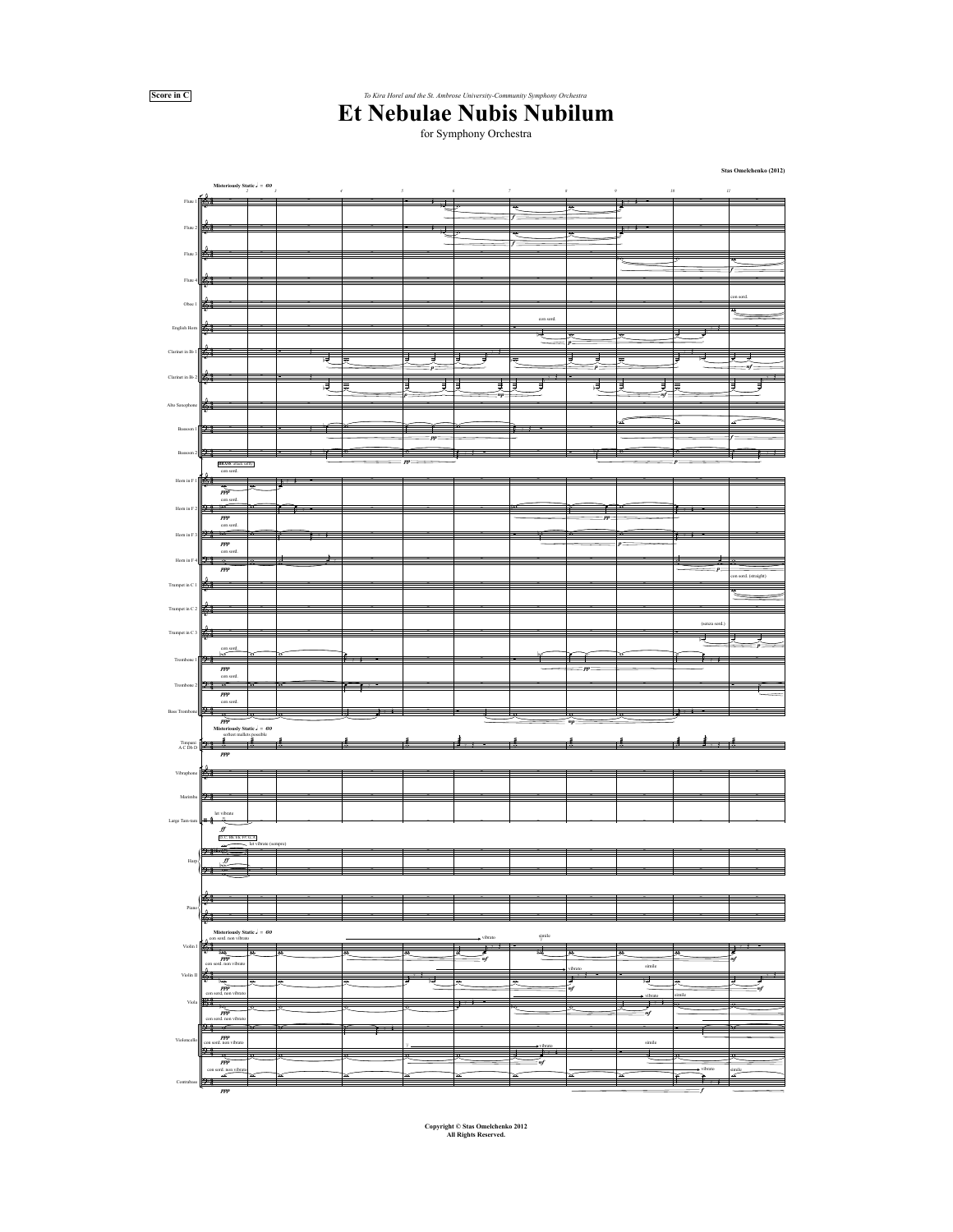**Score in C**

*To Kira Horel and the St. Ambrose University-Community Symphony Orchestra*

# Et Nebulae Nubis Nubilum

for Symphony Orchestra

**Stas Omelchenko (2012)**

**Misteriously Static** ♩ = 60

Flute 1, Flute 2, Flute 3, Flute 4, Oboe 1, English Horn, Clarinet in B♭ 1, Clarinet in B♭ 2, Alto Saxophone, Bassoon 1, Bassoon 2, Horn in F 1, Horn in F 2, Horn in F 3, Horn in F 4, Trumpet in C 1, Trumpet in C 2, Trumpet in C 3, Trombone 1, Trombone 2, Bass Trombone, Timpani A C D♭ D, Vibraphone, Marimba, Large Tam-tam, Harp, Piano, Violin I, Violin II, Viola, Violoncello, Contrabass

**Copyright © Stas Omelchenko 2012**
**All Rights Reserved.**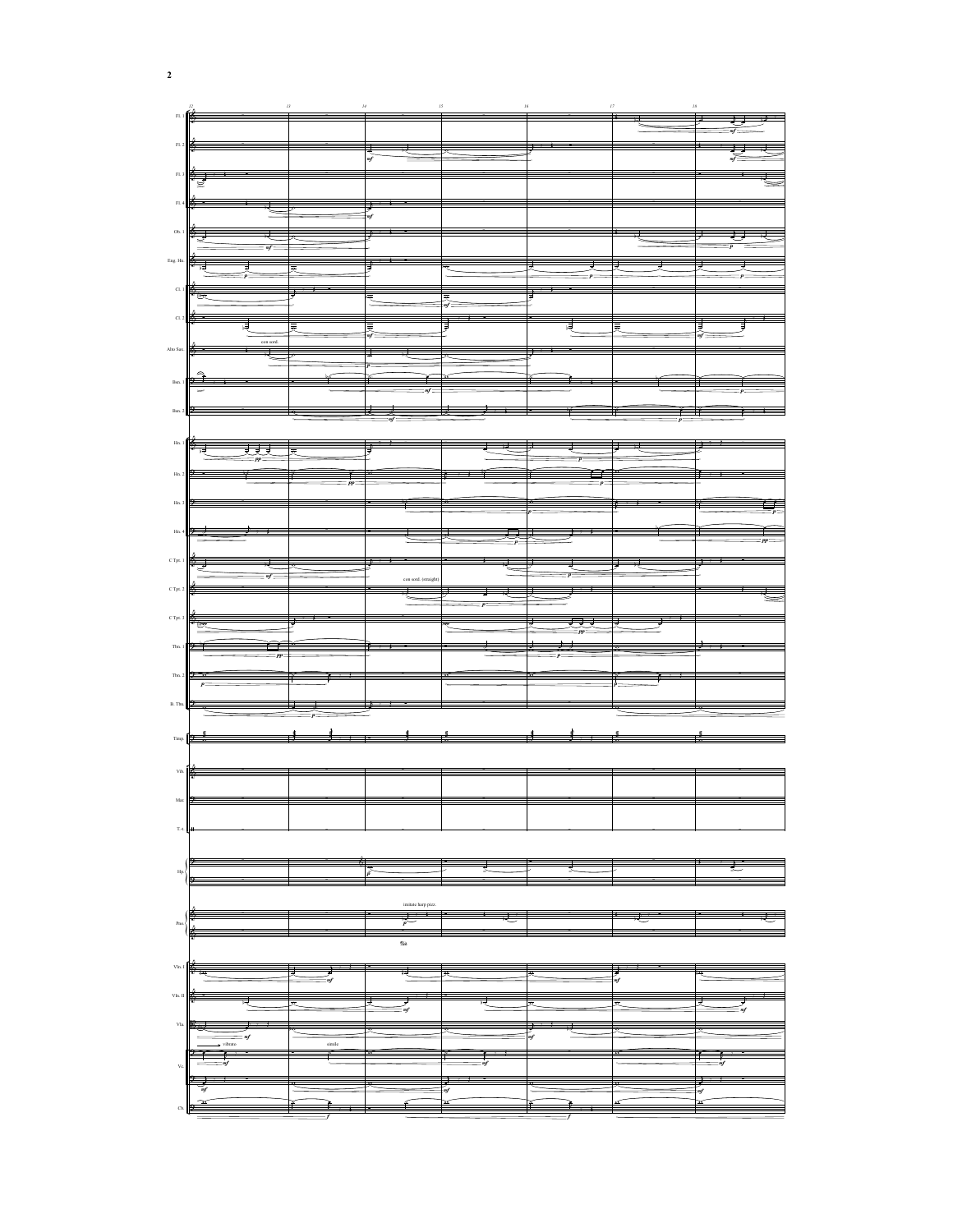Fl. 1

Fl. 2

Fl. 3

Fl. 4

Ob. 1

Eng. Hn.

Cl. 1

Cl. 2

con sord.

Alto Sax.

Bsn. 1

Bsn. 2

Hn. 1

Hn. 2

Hn. 3

Hn. 4

C Tpt. 1

con sord. (straight)

C Tpt. 2

C Tpt. 3

Tbn. 1

Tbn. 2

B. Tbn.

Timp.

Vib.

Mar.

T.-t.

Hp.

imitate harp pizz.

Pno.

Vln. I

Vln. II

Vla.

vibrato

simile

Vc.

Cb.